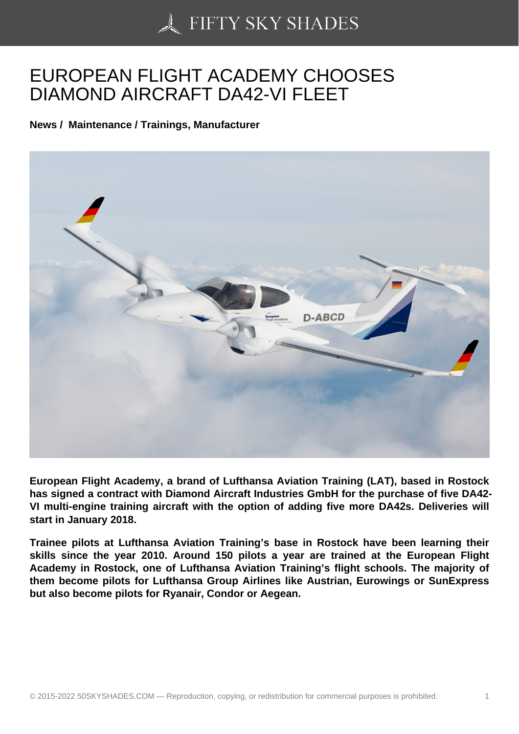# EUROPEAN FLIGHT ACADEMY CHOOSES DIAMOND AIRCRAFT DA42-VI FLEET

**News / Maintenance / Trainings, Manufacturer**

**European Flight Academy, a brand of Lufthansa Aviation Training (LAT), based in Rostock has signed a contract with Diamond Aircraft Industries GmbH for the purchase of five DA42-VI multi-engine training aircraft with the option of adding five more DA42s. Deliveries will start in January 2018.**

**Trainee pilots at Lufthansa Aviation Training's base in Rostock have been learning their skills since the year 2010. Around 150 pilots a year are trained at the European Flight Academy in Rostock, one of Lufthansa Aviation Training's flight schools. The majority of them become pilots for Lufthansa Group Airlines like Austrian, Eurowings or SunExpress but also become pilots for Ryanair, Condor or Aegean.**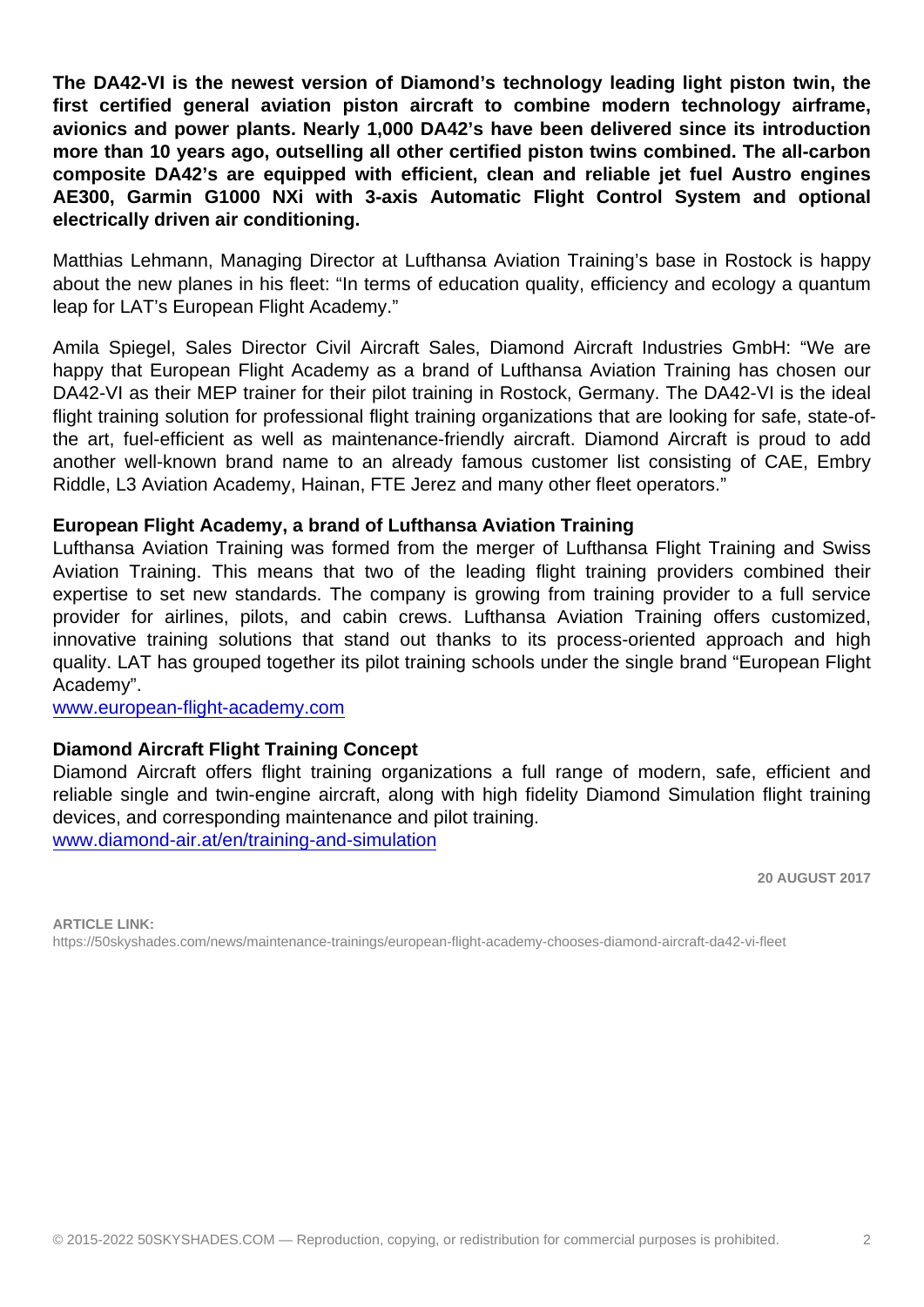**The DA42-VI is the newest version of Diamond's technology leading light piston twin, the first certified general aviation piston aircraft to combine modern technology airframe, avionics and power plants. Nearly 1,000 DA42's have been delivered since its introduction more than 10 years ago, outselling all other certified piston twins combined. The all-carbon composite DA42's are equipped with efficient, clean and reliable jet fuel Austro engines AE300, Garmin G1000 NXi with 3-axis Automatic Flight Control System and optional electrically driven air conditioning.**

Matthias Lehmann, Managing Director at Lufthansa Aviation Training's base in Rostock is happy about the new planes in his fleet: "In terms of education quality, efficiency and ecology a quantum leap for LAT's European Flight Academy."

Amila Spiegel, Sales Director Civil Aircraft Sales, Diamond Aircraft Industries GmbH: "We are happy that European Flight Academy as a brand of Lufthansa Aviation Training has chosen our DA42-VI as their MEP trainer for their pilot training in Rostock, Germany. The DA42-VI is the ideal flight training solution for professional flight training organizations that are looking for safe, state-of-the art, fuel-efficient as well as maintenance-friendly aircraft. Diamond Aircraft is proud to add another well-known brand name to an already famous customer list consisting of CAE, Embry Riddle, L3 Aviation Academy, Hainan, FTE Jerez and many other fleet operators."

**European Flight Academy, a brand of Lufthansa Aviation Training**

Lufthansa Aviation Training was formed from the merger of Lufthansa Flight Training and Swiss Aviation Training. This means that two of the leading flight training providers combined their expertise to set new standards. The company is growing from training provider to a full service provider for airlines, pilots, and cabin crews. Lufthansa Aviation Training offers customized, innovative training solutions that stand out thanks to its process-oriented approach and high quality. LAT has grouped together its pilot training schools under the single brand "European Flight Academy".

www.european-flight-academy.com

**Diamond Aircraft Flight Training Concept**

Diamond Aircraft offers flight training organizations a full range of modern, safe, efficient and reliable single and twin-engine aircraft, along with high fidelity Diamond Simulation flight training devices, and corresponding maintenance and pilot training.

www.diamond-air.at/en/training-and-simulation

**20 AUGUST 2017**

**ARTICLE LINK:**
https://50skyshades.com/news/maintenance-trainings/european-flight-academy-chooses-diamond-aircraft-da42-vi-fleet